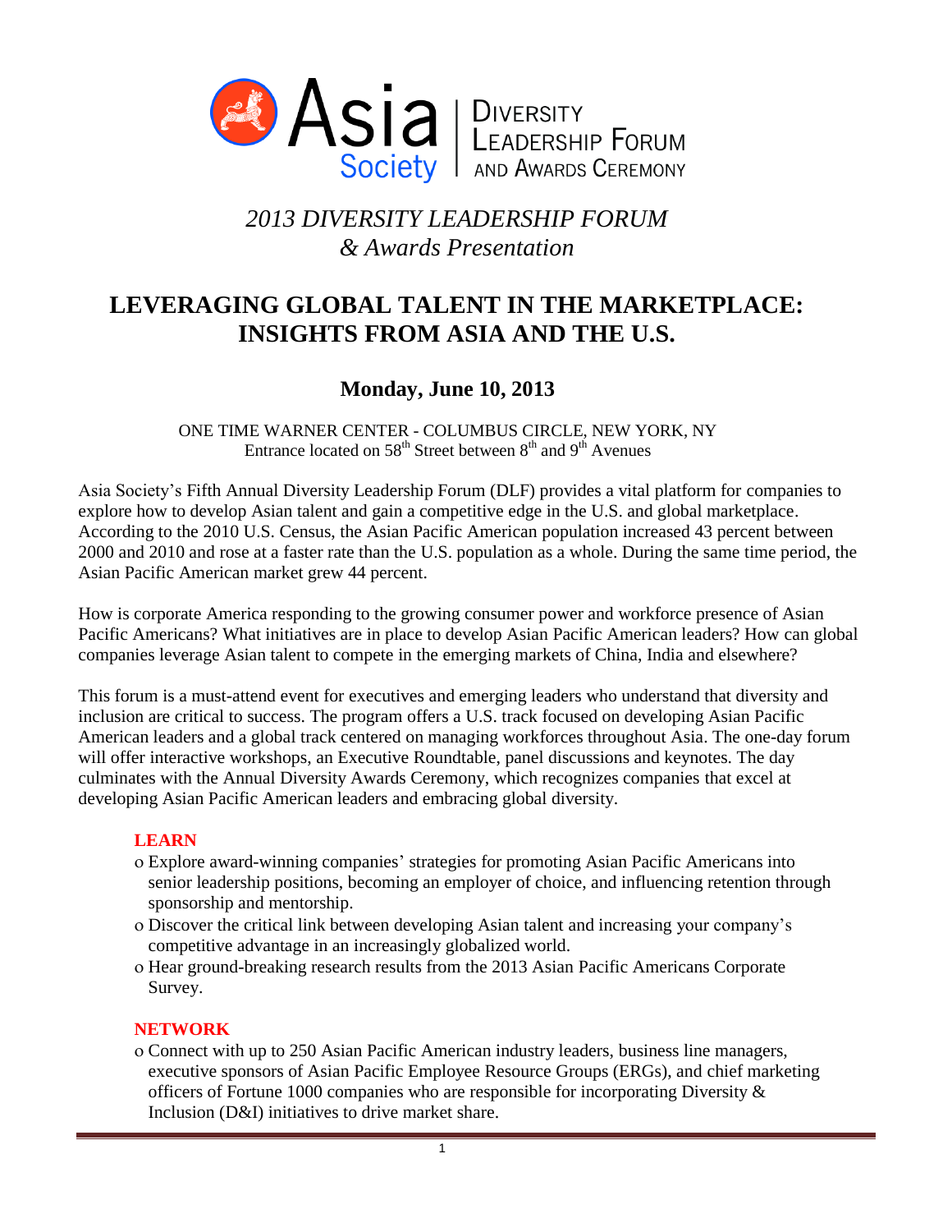Asia Society | DIVERSITY LEADERSHIP FORUM AND AWARDS CEREMONY

# *2013 DIVERSITY LEADERSHIP FORUM*
# *& Awards Presentation*

# LEVERAGING GLOBAL TALENT IN THE MARKETPLACE: INSIGHTS FROM ASIA AND THE U.S.

## Monday, June 10, 2013

ONE TIME WARNER CENTER - COLUMBUS CIRCLE, NEW YORK, NY
Entrance located on 58th Street between 8th and 9th Avenues

Asia Society's Fifth Annual Diversity Leadership Forum (DLF) provides a vital platform for companies to explore how to develop Asian talent and gain a competitive edge in the U.S. and global marketplace. According to the 2010 U.S. Census, the Asian Pacific American population increased 43 percent between 2000 and 2010 and rose at a faster rate than the U.S. population as a whole. During the same time period, the Asian Pacific American market grew 44 percent.

How is corporate America responding to the growing consumer power and workforce presence of Asian Pacific Americans? What initiatives are in place to develop Asian Pacific American leaders? How can global companies leverage Asian talent to compete in the emerging markets of China, India and elsewhere?

This forum is a must-attend event for executives and emerging leaders who understand that diversity and inclusion are critical to success. The program offers a U.S. track focused on developing Asian Pacific American leaders and a global track centered on managing workforces throughout Asia. The one-day forum will offer interactive workshops, an Executive Roundtable, panel discussions and keynotes. The day culminates with the Annual Diversity Awards Ceremony, which recognizes companies that excel at developing Asian Pacific American leaders and embracing global diversity.

**LEARN**

- Explore award-winning companies' strategies for promoting Asian Pacific Americans into senior leadership positions, becoming an employer of choice, and influencing retention through sponsorship and mentorship.
- Discover the critical link between developing Asian talent and increasing your company's competitive advantage in an increasingly globalized world.
- Hear ground-breaking research results from the 2013 Asian Pacific Americans Corporate Survey.

**NETWORK**

- Connect with up to 250 Asian Pacific American industry leaders, business line managers, executive sponsors of Asian Pacific Employee Resource Groups (ERGs), and chief marketing officers of Fortune 1000 companies who are responsible for incorporating Diversity & Inclusion (D&I) initiatives to drive market share.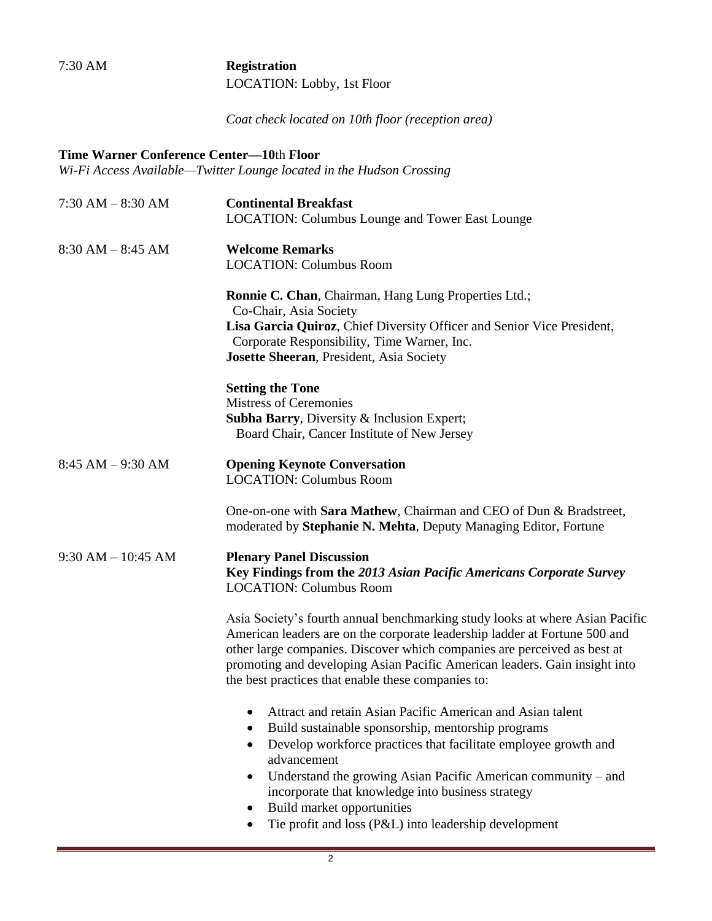7:30 AM **Registration**
LOCATION: Lobby, 1st Floor

*Coat check located on 10th floor (reception area)*

**Time Warner Conference Center—10th Floor**
*Wi-Fi Access Available—Twitter Lounge located in the Hudson Crossing*

7:30 AM – 8:30 AM **Continental Breakfast**
LOCATION: Columbus Lounge and Tower East Lounge

8:30 AM – 8:45 AM **Welcome Remarks**
LOCATION: Columbus Room

**Ronnie C. Chan**, Chairman, Hang Lung Properties Ltd.;
Co-Chair, Asia Society
**Lisa Garcia Quiroz**, Chief Diversity Officer and Senior Vice President,
Corporate Responsibility, Time Warner, Inc.
**Josette Sheeran**, President, Asia Society

**Setting the Tone**
Mistress of Ceremonies
**Subha Barry**, Diversity & Inclusion Expert;
Board Chair, Cancer Institute of New Jersey

8:45 AM – 9:30 AM **Opening Keynote Conversation**
LOCATION: Columbus Room

One-on-one with **Sara Mathew**, Chairman and CEO of Dun & Bradstreet, moderated by **Stephanie N. Mehta**, Deputy Managing Editor, Fortune

9:30 AM – 10:45 AM **Plenary Panel Discussion**
**Key Findings from the *2013 Asian Pacific Americans Corporate Survey***
LOCATION: Columbus Room

Asia Society's fourth annual benchmarking study looks at where Asian Pacific American leaders are on the corporate leadership ladder at Fortune 500 and other large companies. Discover which companies are perceived as best at promoting and developing Asian Pacific American leaders. Gain insight into the best practices that enable these companies to:

- Attract and retain Asian Pacific American and Asian talent
- Build sustainable sponsorship, mentorship programs
- Develop workforce practices that facilitate employee growth and advancement
- Understand the growing Asian Pacific American community – and incorporate that knowledge into business strategy
- Build market opportunities
- Tie profit and loss (P&L) into leadership development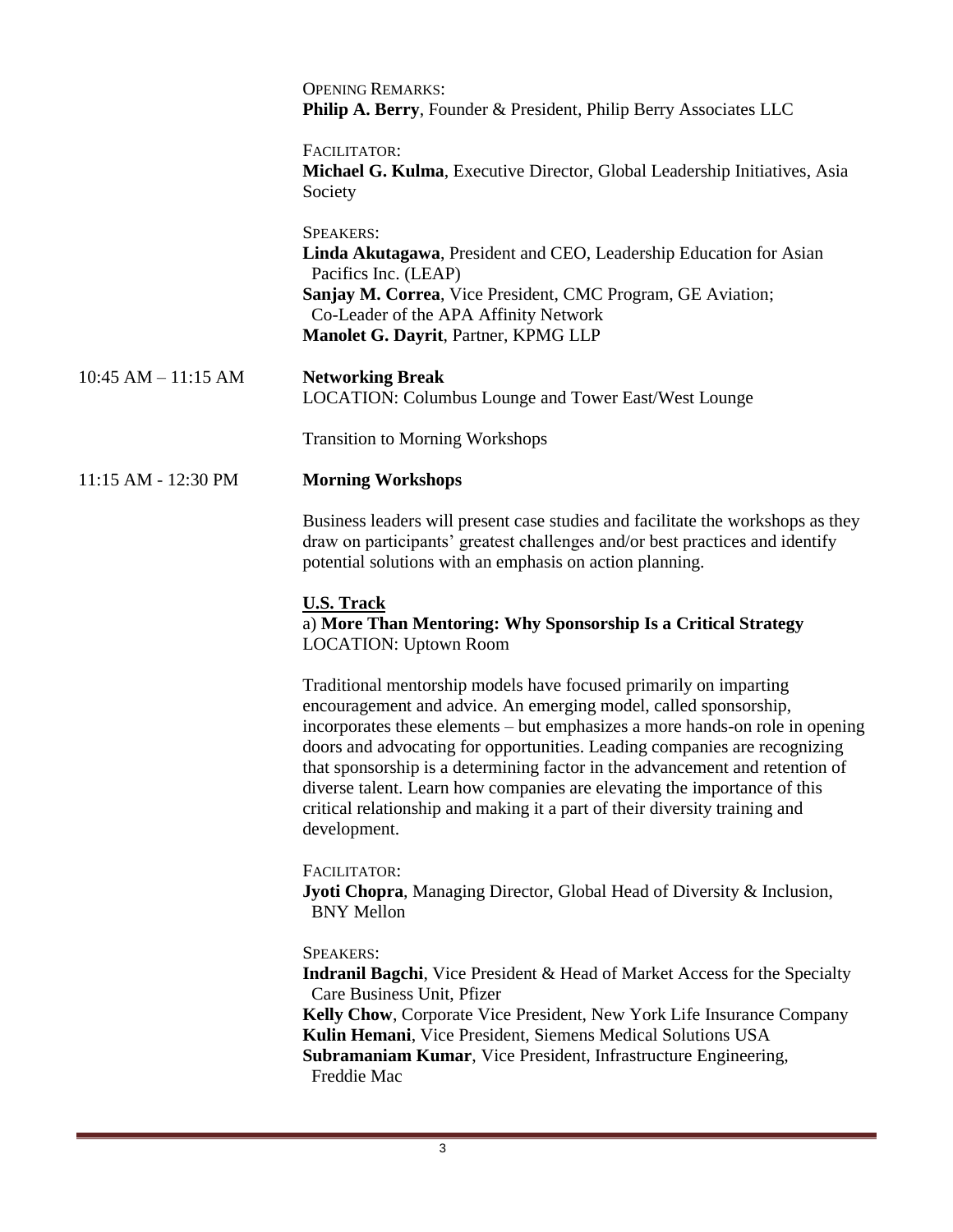OPENING REMARKS:
**Philip A. Berry**, Founder & President, Philip Berry Associates LLC

FACILITATOR:
**Michael G. Kulma**, Executive Director, Global Leadership Initiatives, Asia Society

SPEAKERS:
**Linda Akutagawa**, President and CEO, Leadership Education for Asian Pacifics Inc. (LEAP)
**Sanjay M. Correa**, Vice President, CMC Program, GE Aviation; Co-Leader of the APA Affinity Network
**Manolet G. Dayrit**, Partner, KPMG LLP

10:45 AM – 11:15 AM **Networking Break**
LOCATION: Columbus Lounge and Tower East/West Lounge

Transition to Morning Workshops

11:15 AM - 12:30 PM **Morning Workshops**

Business leaders will present case studies and facilitate the workshops as they draw on participants' greatest challenges and/or best practices and identify potential solutions with an emphasis on action planning.

**U.S. Track**
a) **More Than Mentoring: Why Sponsorship Is a Critical Strategy**
LOCATION: Uptown Room

Traditional mentorship models have focused primarily on imparting encouragement and advice. An emerging model, called sponsorship, incorporates these elements – but emphasizes a more hands-on role in opening doors and advocating for opportunities. Leading companies are recognizing that sponsorship is a determining factor in the advancement and retention of diverse talent. Learn how companies are elevating the importance of this critical relationship and making it a part of their diversity training and development.

FACILITATOR:
**Jyoti Chopra**, Managing Director, Global Head of Diversity & Inclusion, BNY Mellon

SPEAKERS:
**Indranil Bagchi**, Vice President & Head of Market Access for the Specialty Care Business Unit, Pfizer
**Kelly Chow**, Corporate Vice President, New York Life Insurance Company
**Kulin Hemani**, Vice President, Siemens Medical Solutions USA
**Subramaniam Kumar**, Vice President, Infrastructure Engineering, Freddie Mac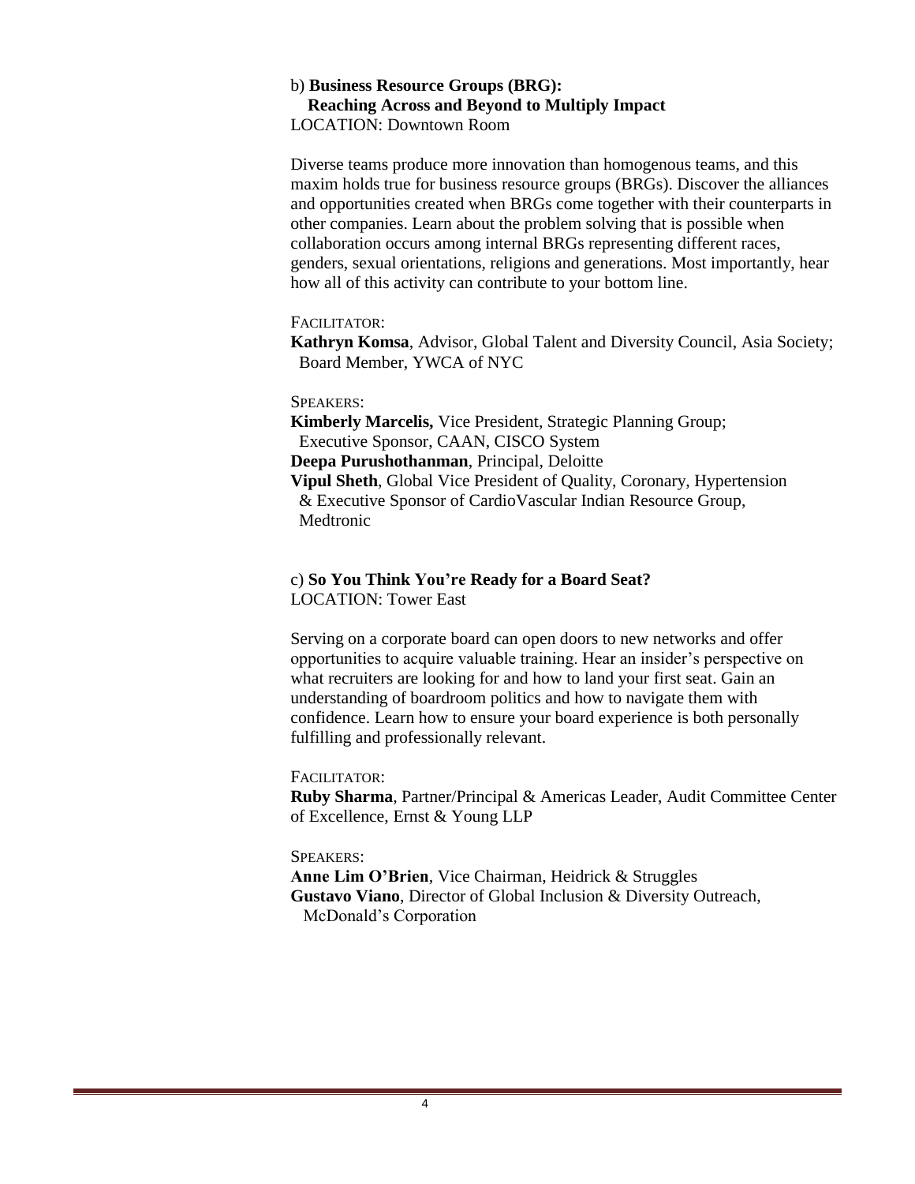b) **Business Resource Groups (BRG): Reaching Across and Beyond to Multiply Impact**
LOCATION: Downtown Room

Diverse teams produce more innovation than homogenous teams, and this maxim holds true for business resource groups (BRGs). Discover the alliances and opportunities created when BRGs come together with their counterparts in other companies. Learn about the problem solving that is possible when collaboration occurs among internal BRGs representing different races, genders, sexual orientations, religions and generations. Most importantly, hear how all of this activity can contribute to your bottom line.

FACILITATOR:
**Kathryn Komsa**, Advisor, Global Talent and Diversity Council, Asia Society; Board Member, YWCA of NYC

SPEAKERS:
**Kimberly Marcelis,** Vice President, Strategic Planning Group; Executive Sponsor, CAAN, CISCO System
**Deepa Purushothanman**, Principal, Deloitte
**Vipul Sheth**, Global Vice President of Quality, Coronary, Hypertension & Executive Sponsor of CardioVascular Indian Resource Group, Medtronic

c) **So You Think You're Ready for a Board Seat?**
LOCATION: Tower East

Serving on a corporate board can open doors to new networks and offer opportunities to acquire valuable training. Hear an insider's perspective on what recruiters are looking for and how to land your first seat. Gain an understanding of boardroom politics and how to navigate them with confidence. Learn how to ensure your board experience is both personally fulfilling and professionally relevant.

FACILITATOR:
**Ruby Sharma**, Partner/Principal & Americas Leader, Audit Committee Center of Excellence, Ernst & Young LLP

SPEAKERS:
**Anne Lim O'Brien**, Vice Chairman, Heidrick & Struggles
**Gustavo Viano**, Director of Global Inclusion & Diversity Outreach, McDonald's Corporation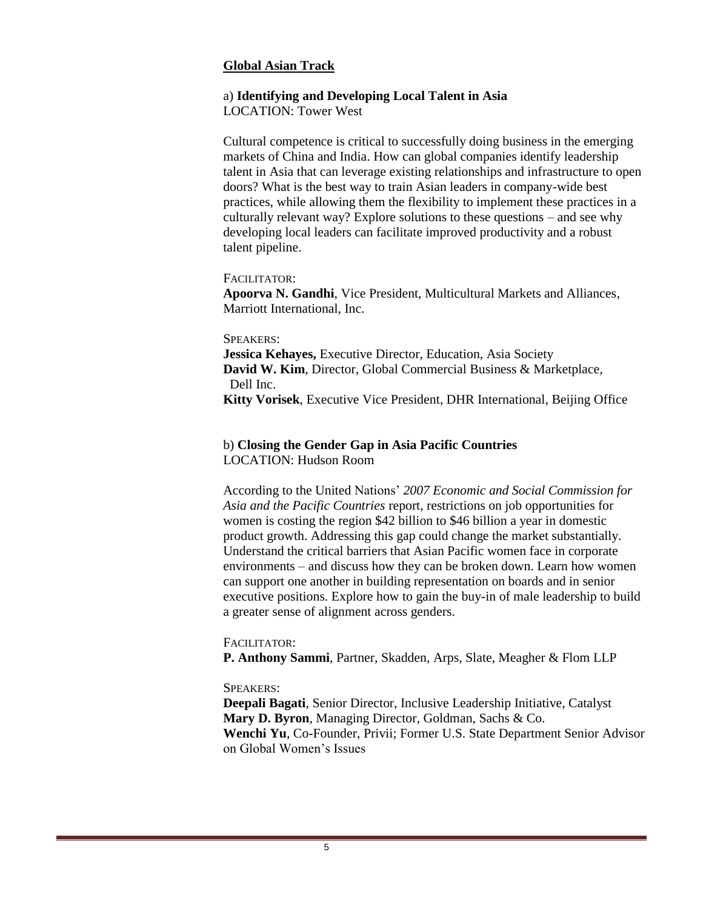## Global Asian Track

### a) **Identifying and Developing Local Talent in Asia**
LOCATION: Tower West

Cultural competence is critical to successfully doing business in the emerging markets of China and India. How can global companies identify leadership talent in Asia that can leverage existing relationships and infrastructure to open doors? What is the best way to train Asian leaders in company-wide best practices, while allowing them the flexibility to implement these practices in a culturally relevant way? Explore solutions to these questions – and see why developing local leaders can facilitate improved productivity and a robust talent pipeline.

FACILITATOR:
**Apoorva N. Gandhi**, Vice President, Multicultural Markets and Alliances, Marriott International, Inc.

SPEAKERS:
**Jessica Kehayes,** Executive Director, Education, Asia Society
**David W. Kim**, Director, Global Commercial Business & Marketplace, Dell Inc.
**Kitty Vorisek**, Executive Vice President, DHR International, Beijing Office

### b) **Closing the Gender Gap in Asia Pacific Countries**
LOCATION: Hudson Room

According to the United Nations' *2007 Economic and Social Commission for Asia and the Pacific Countries* report, restrictions on job opportunities for women is costing the region $42 billion to $46 billion a year in domestic product growth. Addressing this gap could change the market substantially. Understand the critical barriers that Asian Pacific women face in corporate environments – and discuss how they can be broken down. Learn how women can support one another in building representation on boards and in senior executive positions. Explore how to gain the buy-in of male leadership to build a greater sense of alignment across genders.

FACILITATOR:
**P. Anthony Sammi**, Partner, Skadden, Arps, Slate, Meagher & Flom LLP

SPEAKERS:
**Deepali Bagati**, Senior Director, Inclusive Leadership Initiative, Catalyst
**Mary D. Byron**, Managing Director, Goldman, Sachs & Co.
**Wenchi Yu**, Co-Founder, Privii; Former U.S. State Department Senior Advisor on Global Women's Issues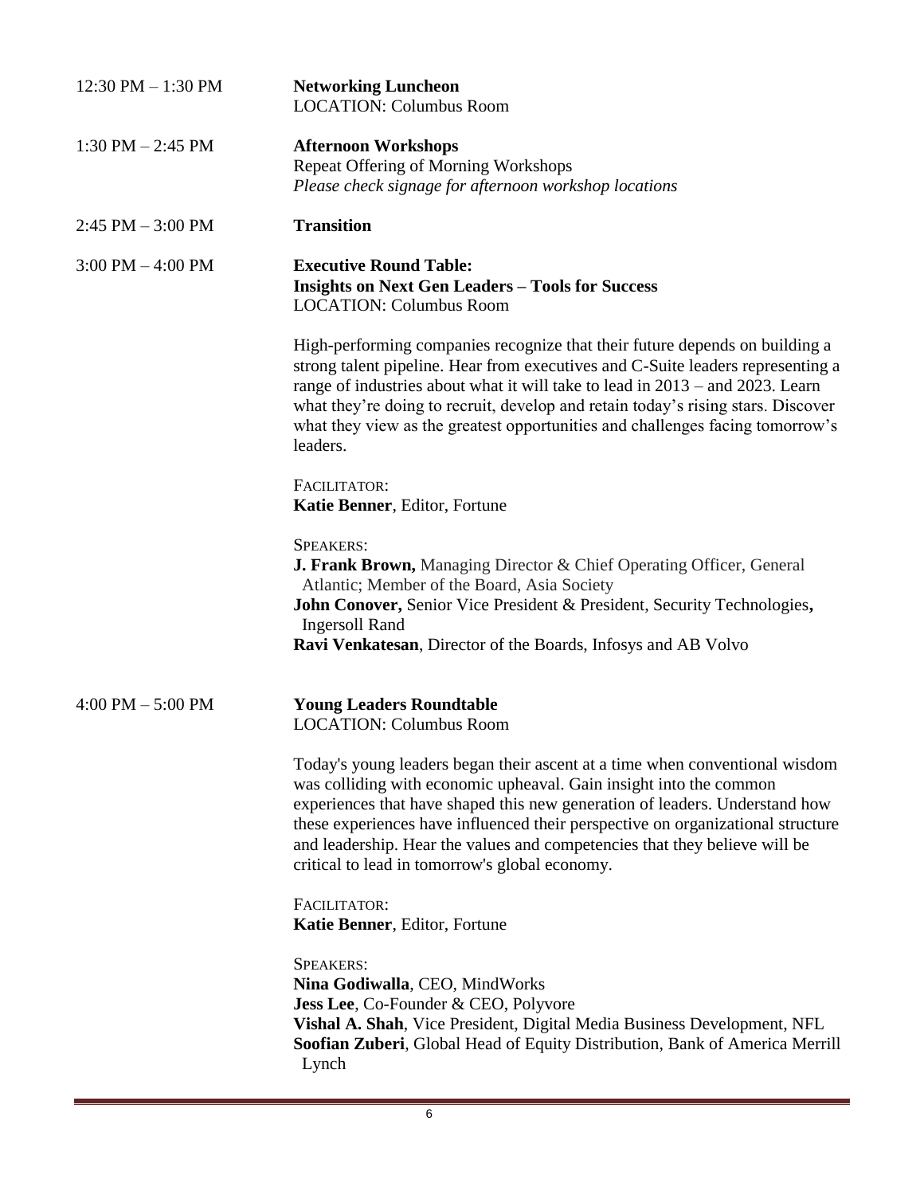12:30 PM – 1:30 PM **Networking Luncheon**
LOCATION: Columbus Room

1:30 PM – 2:45 PM **Afternoon Workshops**
Repeat Offering of Morning Workshops
*Please check signage for afternoon workshop locations*

2:45 PM – 3:00 PM **Transition**

3:00 PM – 4:00 PM **Executive Round Table:**
**Insights on Next Gen Leaders – Tools for Success**
LOCATION: Columbus Room

High-performing companies recognize that their future depends on building a strong talent pipeline. Hear from executives and C-Suite leaders representing a range of industries about what it will take to lead in 2013 – and 2023. Learn what they're doing to recruit, develop and retain today's rising stars. Discover what they view as the greatest opportunities and challenges facing tomorrow's leaders.

FACILITATOR:
**Katie Benner**, Editor, Fortune

SPEAKERS:
**J. Frank Brown,** Managing Director & Chief Operating Officer, General Atlantic; Member of the Board, Asia Society
**John Conover,** Senior Vice President & President, Security Technologies**,** Ingersoll Rand
**Ravi Venkatesan**, Director of the Boards, Infosys and AB Volvo

4:00 PM – 5:00 PM **Young Leaders Roundtable**
LOCATION: Columbus Room

Today's young leaders began their ascent at a time when conventional wisdom was colliding with economic upheaval. Gain insight into the common experiences that have shaped this new generation of leaders. Understand how these experiences have influenced their perspective on organizational structure and leadership. Hear the values and competencies that they believe will be critical to lead in tomorrow's global economy.

FACILITATOR:
**Katie Benner**, Editor, Fortune

SPEAKERS:
**Nina Godiwalla**, CEO, MindWorks
**Jess Lee**, Co-Founder & CEO, Polyvore
**Vishal A. Shah**, Vice President, Digital Media Business Development, NFL
**Soofian Zuberi**, Global Head of Equity Distribution, Bank of America Merrill Lynch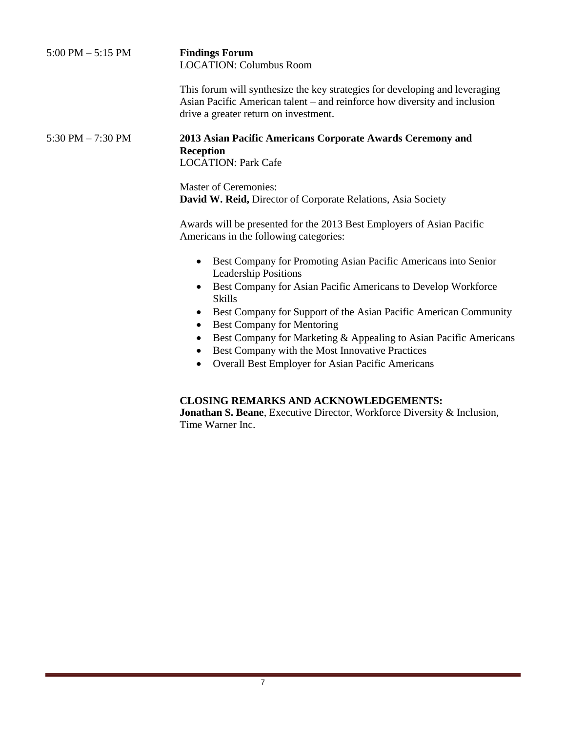5:00 PM – 5:15 PM

**Findings Forum**
LOCATION: Columbus Room

This forum will synthesize the key strategies for developing and leveraging Asian Pacific American talent – and reinforce how diversity and inclusion drive a greater return on investment.

5:30 PM – 7:30 PM

**2013 Asian Pacific Americans Corporate Awards Ceremony and Reception**
LOCATION: Park Cafe

Master of Ceremonies:
**David W. Reid,** Director of Corporate Relations, Asia Society

Awards will be presented for the 2013 Best Employers of Asian Pacific Americans in the following categories:

- Best Company for Promoting Asian Pacific Americans into Senior Leadership Positions
- Best Company for Asian Pacific Americans to Develop Workforce Skills
- Best Company for Support of the Asian Pacific American Community
- Best Company for Mentoring
- Best Company for Marketing & Appealing to Asian Pacific Americans
- Best Company with the Most Innovative Practices
- Overall Best Employer for Asian Pacific Americans

**CLOSING REMARKS AND ACKNOWLEDGEMENTS:**
**Jonathan S. Beane**, Executive Director, Workforce Diversity & Inclusion, Time Warner Inc.